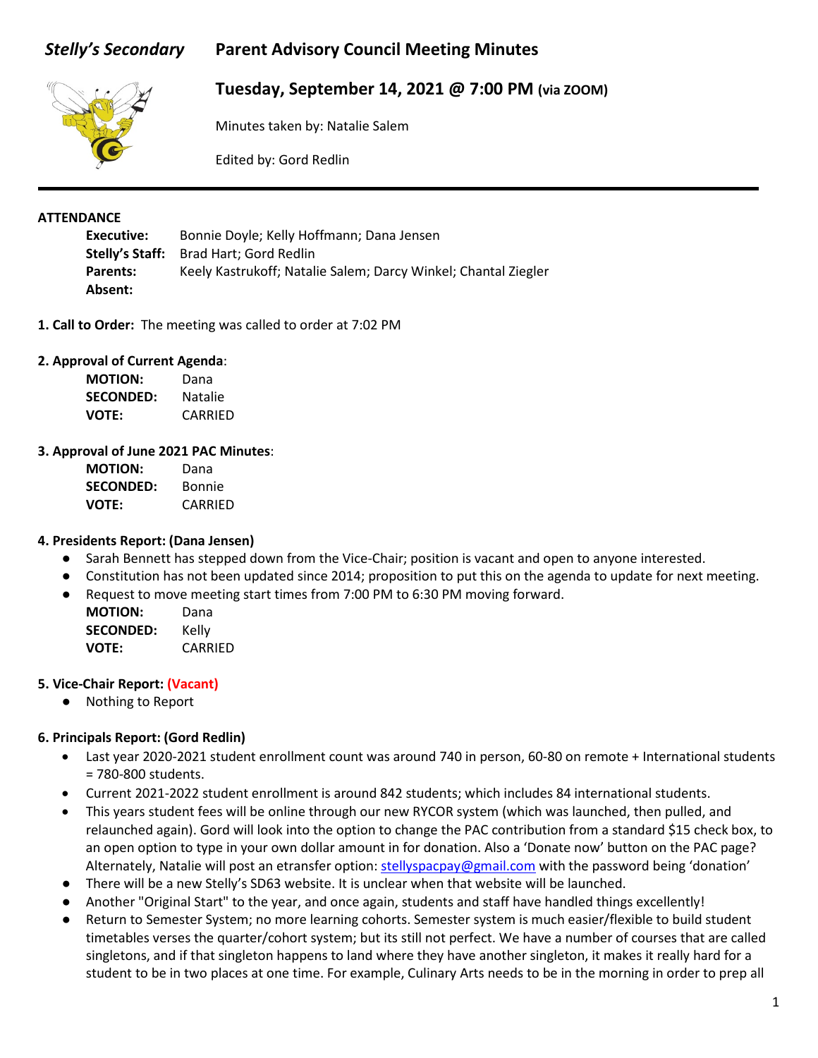# *Stelly's Secondary* Parent Advisory Council Meeting Minutes

## Tuesday, September 14, 2021 @ 7:00 PM (via ZOOM)

Minutes taken by: Natalie Salem

Edited by: Gord Redlin

---

**ATTENDANCE**

**Executive:** Bonnie Doyle; Kelly Hoffmann; Dana Jensen
**Stelly's Staff:** Brad Hart; Gord Redlin
**Parents:** Keely Kastrukoff; Natalie Salem; Darcy Winkel; Chantal Ziegler
**Absent:**

**1. Call to Order:** The meeting was called to order at 7:02 PM

**2. Approval of Current Agenda**:

**MOTION:** Dana
**SECONDED:** Natalie
**VOTE:** CARRIED

**3. Approval of June 2021 PAC Minutes**:

**MOTION:** Dana
**SECONDED:** Bonnie
**VOTE:** CARRIED

**4. Presidents Report: (Dana Jensen)**

- Sarah Bennett has stepped down from the Vice-Chair; position is vacant and open to anyone interested.
- Constitution has not been updated since 2014; proposition to put this on the agenda to update for next meeting.
- Request to move meeting start times from 7:00 PM to 6:30 PM moving forward.

  **MOTION:** Dana
  **SECONDED:** Kelly
  **VOTE:** CARRIED

**5. Vice-Chair Report: (Vacant)**

- Nothing to Report

**6. Principals Report: (Gord Redlin)**

- Last year 2020-2021 student enrollment count was around 740 in person, 60-80 on remote + International students = 780-800 students.
- Current 2021-2022 student enrollment is around 842 students; which includes 84 international students.
- This years student fees will be online through our new RYCOR system (which was launched, then pulled, and relaunched again). Gord will look into the option to change the PAC contribution from a standard $15 check box, to an open option to type in your own dollar amount in for donation. Also a 'Donate now' button on the PAC page? Alternately, Natalie will post an etransfer option: stellyspacpay@gmail.com with the password being 'donation'
- There will be a new Stelly's SD63 website. It is unclear when that website will be launched.
- Another "Original Start" to the year, and once again, students and staff have handled things excellently!
- Return to Semester System; no more learning cohorts. Semester system is much easier/flexible to build student timetables verses the quarter/cohort system; but its still not perfect. We have a number of courses that are called singletons, and if that singleton happens to land where they have another singleton, it makes it really hard for a student to be in two places at one time. For example, Culinary Arts needs to be in the morning in order to prep all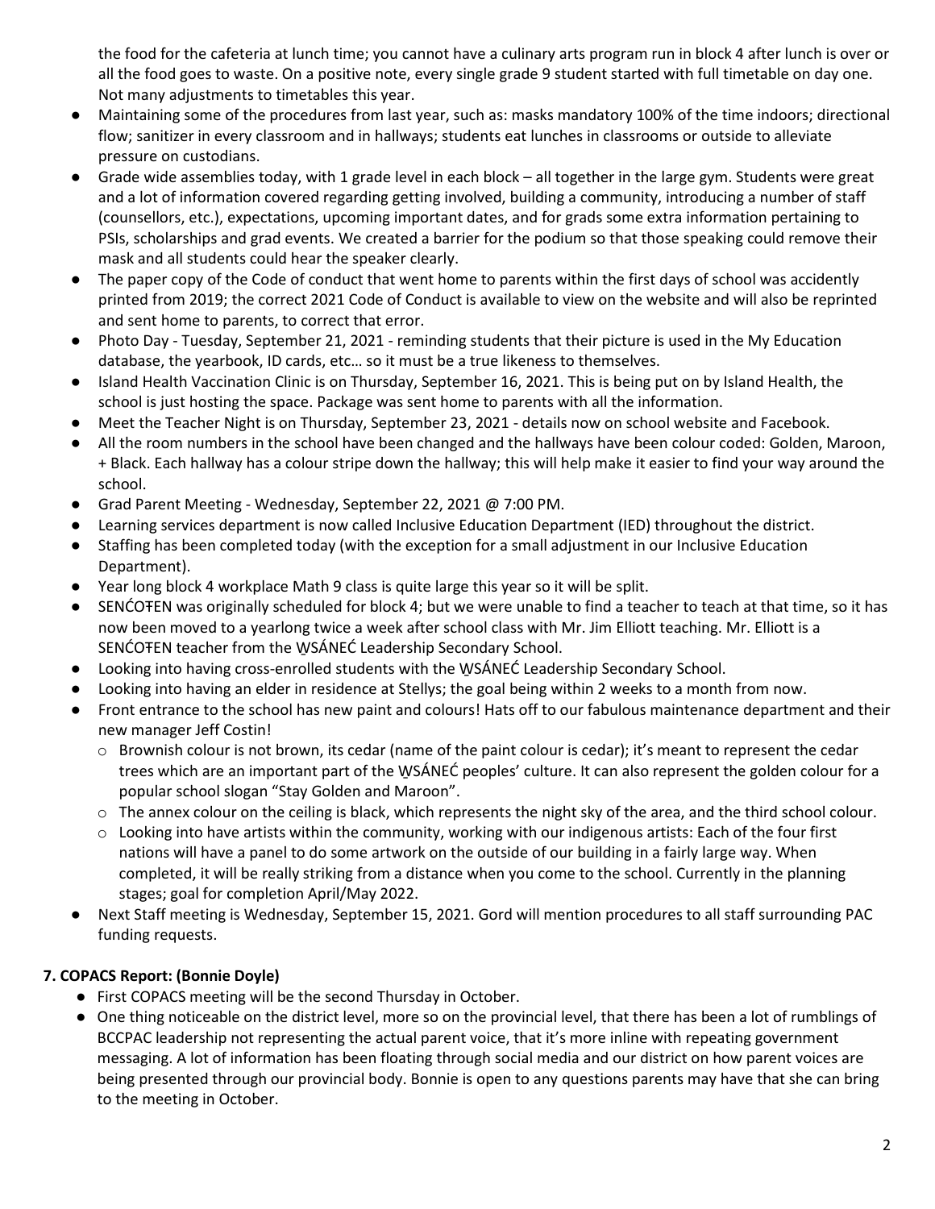the food for the cafeteria at lunch time; you cannot have a culinary arts program run in block 4 after lunch is over or all the food goes to waste. On a positive note, every single grade 9 student started with full timetable on day one. Not many adjustments to timetables this year.

- Maintaining some of the procedures from last year, such as: masks mandatory 100% of the time indoors; directional flow; sanitizer in every classroom and in hallways; students eat lunches in classrooms or outside to alleviate pressure on custodians.
- Grade wide assemblies today, with 1 grade level in each block – all together in the large gym. Students were great and a lot of information covered regarding getting involved, building a community, introducing a number of staff (counsellors, etc.), expectations, upcoming important dates, and for grads some extra information pertaining to PSIs, scholarships and grad events. We created a barrier for the podium so that those speaking could remove their mask and all students could hear the speaker clearly.
- The paper copy of the Code of conduct that went home to parents within the first days of school was accidently printed from 2019; the correct 2021 Code of Conduct is available to view on the website and will also be reprinted and sent home to parents, to correct that error.
- Photo Day - Tuesday, September 21, 2021 - reminding students that their picture is used in the My Education database, the yearbook, ID cards, etc… so it must be a true likeness to themselves.
- Island Health Vaccination Clinic is on Thursday, September 16, 2021. This is being put on by Island Health, the school is just hosting the space. Package was sent home to parents with all the information.
- Meet the Teacher Night is on Thursday, September 23, 2021 - details now on school website and Facebook.
- All the room numbers in the school have been changed and the hallways have been colour coded: Golden, Maroon, + Black. Each hallway has a colour stripe down the hallway; this will help make it easier to find your way around the school.
- Grad Parent Meeting - Wednesday, September 22, 2021 @ 7:00 PM.
- Learning services department is now called Inclusive Education Department (IED) throughout the district.
- Staffing has been completed today (with the exception for a small adjustment in our Inclusive Education Department).
- Year long block 4 workplace Math 9 class is quite large this year so it will be split.
- SENĆOŦEN was originally scheduled for block 4; but we were unable to find a teacher to teach at that time, so it has now been moved to a yearlong twice a week after school class with Mr. Jim Elliott teaching. Mr. Elliott is a SENĆOŦEN teacher from the W̱SÁNEĆ Leadership Secondary School.
- Looking into having cross-enrolled students with the W̱SÁNEĆ Leadership Secondary School.
- Looking into having an elder in residence at Stellys; the goal being within 2 weeks to a month from now.
- Front entrance to the school has new paint and colours! Hats off to our fabulous maintenance department and their new manager Jeff Costin!
  - Brownish colour is not brown, its cedar (name of the paint colour is cedar); it's meant to represent the cedar trees which are an important part of the W̱SÁNEĆ peoples' culture. It can also represent the golden colour for a popular school slogan "Stay Golden and Maroon".
  - The annex colour on the ceiling is black, which represents the night sky of the area, and the third school colour.
  - Looking into have artists within the community, working with our indigenous artists: Each of the four first nations will have a panel to do some artwork on the outside of our building in a fairly large way. When completed, it will be really striking from a distance when you come to the school. Currently in the planning stages; goal for completion April/May 2022.
- Next Staff meeting is Wednesday, September 15, 2021. Gord will mention procedures to all staff surrounding PAC funding requests.

### 7. COPACS Report: (Bonnie Doyle)

- First COPACS meeting will be the second Thursday in October.
- One thing noticeable on the district level, more so on the provincial level, that there has been a lot of rumblings of BCCPAC leadership not representing the actual parent voice, that it's more inline with repeating government messaging. A lot of information has been floating through social media and our district on how parent voices are being presented through our provincial body. Bonnie is open to any questions parents may have that she can bring to the meeting in October.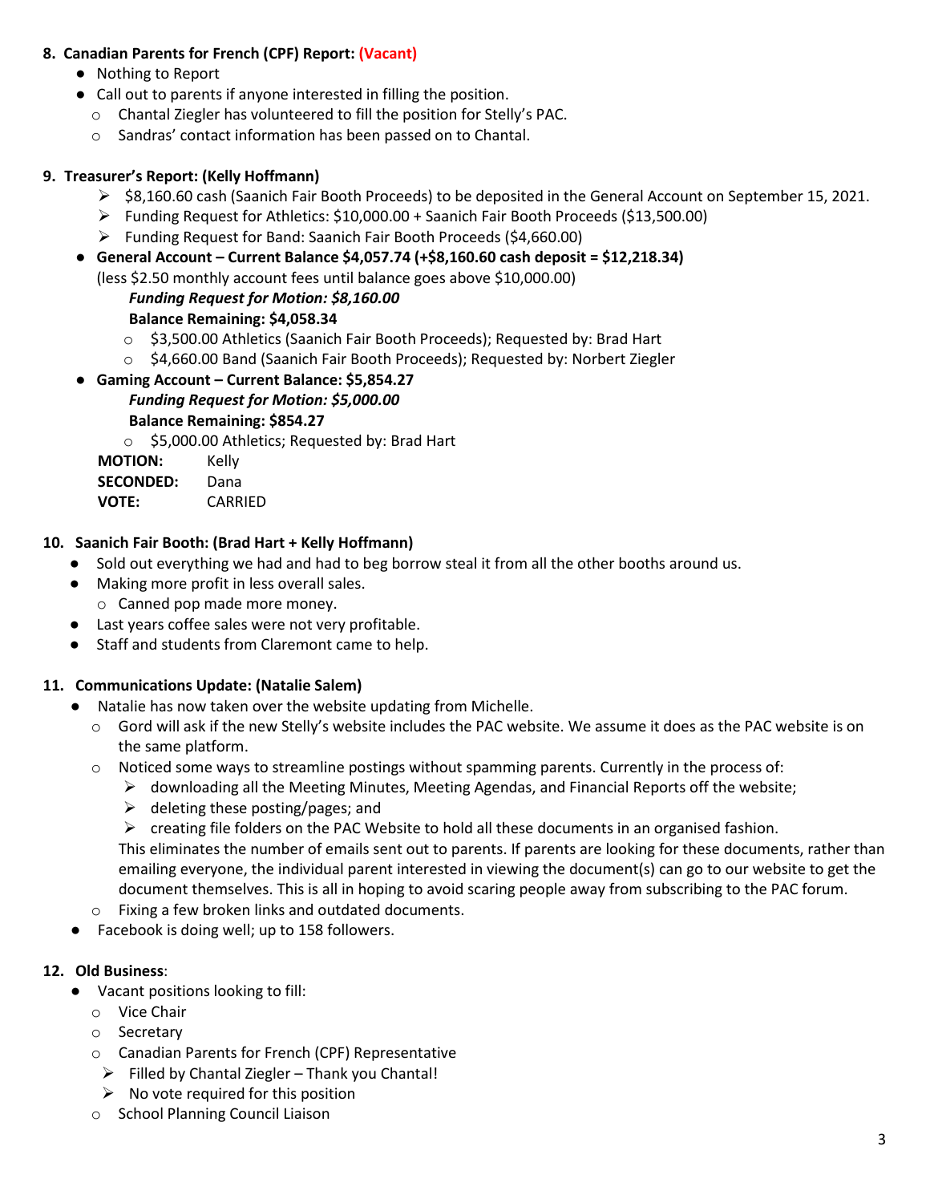**8. Canadian Parents for French (CPF) Report: (Vacant)**

- Nothing to Report
- Call out to parents if anyone interested in filling the position.
  - Chantal Ziegler has volunteered to fill the position for Stelly's PAC.
  - Sandras' contact information has been passed on to Chantal.

**9. Treasurer's Report: (Kelly Hoffmann)**

- $8,160.60 cash (Saanich Fair Booth Proceeds) to be deposited in the General Account on September 15, 2021.
- Funding Request for Athletics: $10,000.00 + Saanich Fair Booth Proceeds ($13,500.00)
- Funding Request for Band: Saanich Fair Booth Proceeds ($4,660.00)
- **General Account – Current Balance $4,057.74 (+$8,160.60 cash deposit = $12,218.34)** (less $2.50 monthly account fees until balance goes above $10,000.00)

  ***Funding Request for Motion: $8,160.00***

  **Balance Remaining: $4,058.34**
  - $3,500.00 Athletics (Saanich Fair Booth Proceeds); Requested by: Brad Hart
  - $4,660.00 Band (Saanich Fair Booth Proceeds); Requested by: Norbert Ziegler
- **Gaming Account – Current Balance: $5,854.27**

  ***Funding Request for Motion: $5,000.00***

  **Balance Remaining: $854.27**
  - $5,000.00 Athletics; Requested by: Brad Hart

**MOTION:** Kelly
**SECONDED:** Dana
**VOTE:** CARRIED

**10. Saanich Fair Booth: (Brad Hart + Kelly Hoffmann)**

- Sold out everything we had and had to beg borrow steal it from all the other booths around us.
- Making more profit in less overall sales.
  - Canned pop made more money.
- Last years coffee sales were not very profitable.
- Staff and students from Claremont came to help.

**11. Communications Update: (Natalie Salem)**

- Natalie has now taken over the website updating from Michelle.
  - Gord will ask if the new Stelly's website includes the PAC website. We assume it does as the PAC website is on the same platform.
  - Noticed some ways to streamline postings without spamming parents. Currently in the process of:
    - downloading all the Meeting Minutes, Meeting Agendas, and Financial Reports off the website;
    - deleting these posting/pages; and
    - creating file folders on the PAC Website to hold all these documents in an organised fashion.

    This eliminates the number of emails sent out to parents. If parents are looking for these documents, rather than emailing everyone, the individual parent interested in viewing the document(s) can go to our website to get the document themselves. This is all in hoping to avoid scaring people away from subscribing to the PAC forum.
  - Fixing a few broken links and outdated documents.
- Facebook is doing well; up to 158 followers.

**12. Old Business**:

- Vacant positions looking to fill:
  - Vice Chair
  - Secretary
  - Canadian Parents for French (CPF) Representative
    - Filled by Chantal Ziegler – Thank you Chantal!
    - No vote required for this position
  - School Planning Council Liaison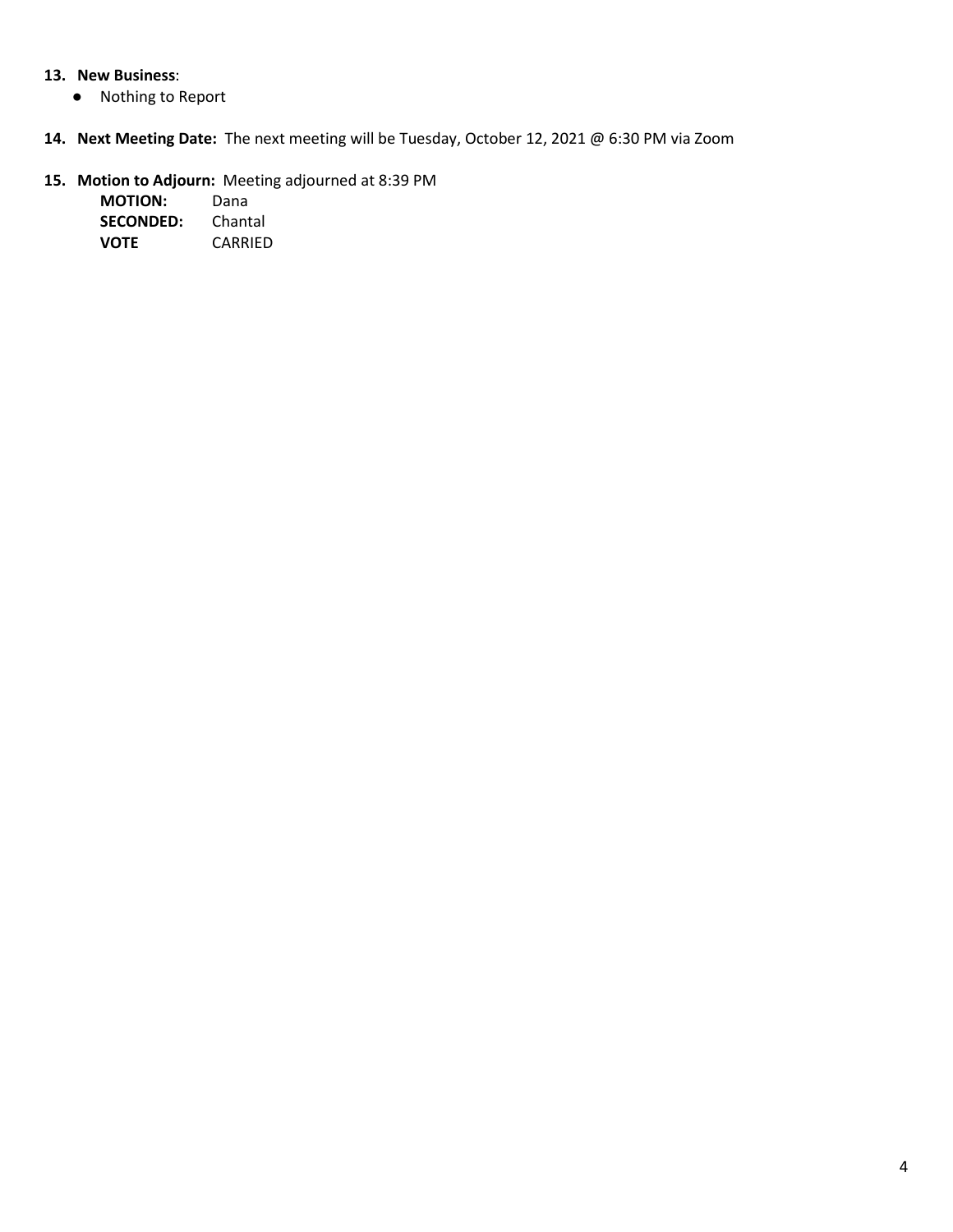**13. New Business**:

- Nothing to Report

**14. Next Meeting Date:** The next meeting will be Tuesday, October 12, 2021 @ 6:30 PM via Zoom

**15. Motion to Adjourn:** Meeting adjourned at 8:39 PM

**MOTION:** Dana
**SECONDED:** Chantal
**VOTE** CARRIED